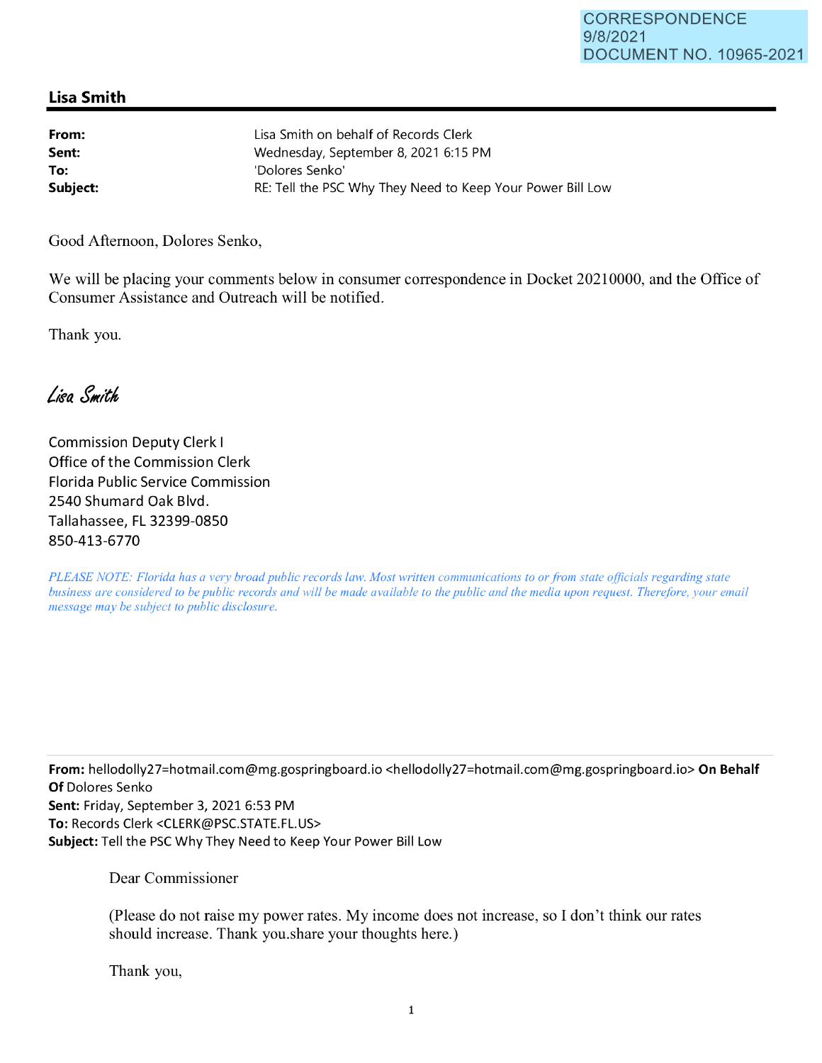CORRESPONDENCE
9/8/2021
DOCUMENT NO. 10965-2021

## Lisa Smith

**From:** Lisa Smith on behalf of Records Clerk
**Sent:** Wednesday, September 8, 2021 6:15 PM
**To:** 'Dolores Senko'
**Subject:** RE: Tell the PSC Why They Need to Keep Your Power Bill Low

Good Afternoon, Dolores Senko,

We will be placing your comments below in consumer correspondence in Docket 20210000, and the Office of Consumer Assistance and Outreach will be notified.

Thank you.

*Lisa Smith*

Commission Deputy Clerk I
Office of the Commission Clerk
Florida Public Service Commission
2540 Shumard Oak Blvd.
Tallahassee, FL 32399-0850
850-413-6770

*PLEASE NOTE: Florida has a very broad public records law. Most written communications to or from state officials regarding state business are considered to be public records and will be made available to the public and the media upon request. Therefore, your email message may be subject to public disclosure.*

---

**From:** hellodolly27=hotmail.com@mg.gospringboard.io <hellodolly27=hotmail.com@mg.gospringboard.io> **On Behalf Of** Dolores Senko
**Sent:** Friday, September 3, 2021 6:53 PM
**To:** Records Clerk <CLERK@PSC.STATE.FL.US>
**Subject:** Tell the PSC Why They Need to Keep Your Power Bill Low

Dear Commissioner

(Please do not raise my power rates. My income does not increase, so I don't think our rates should increase. Thank you.share your thoughts here.)

Thank you,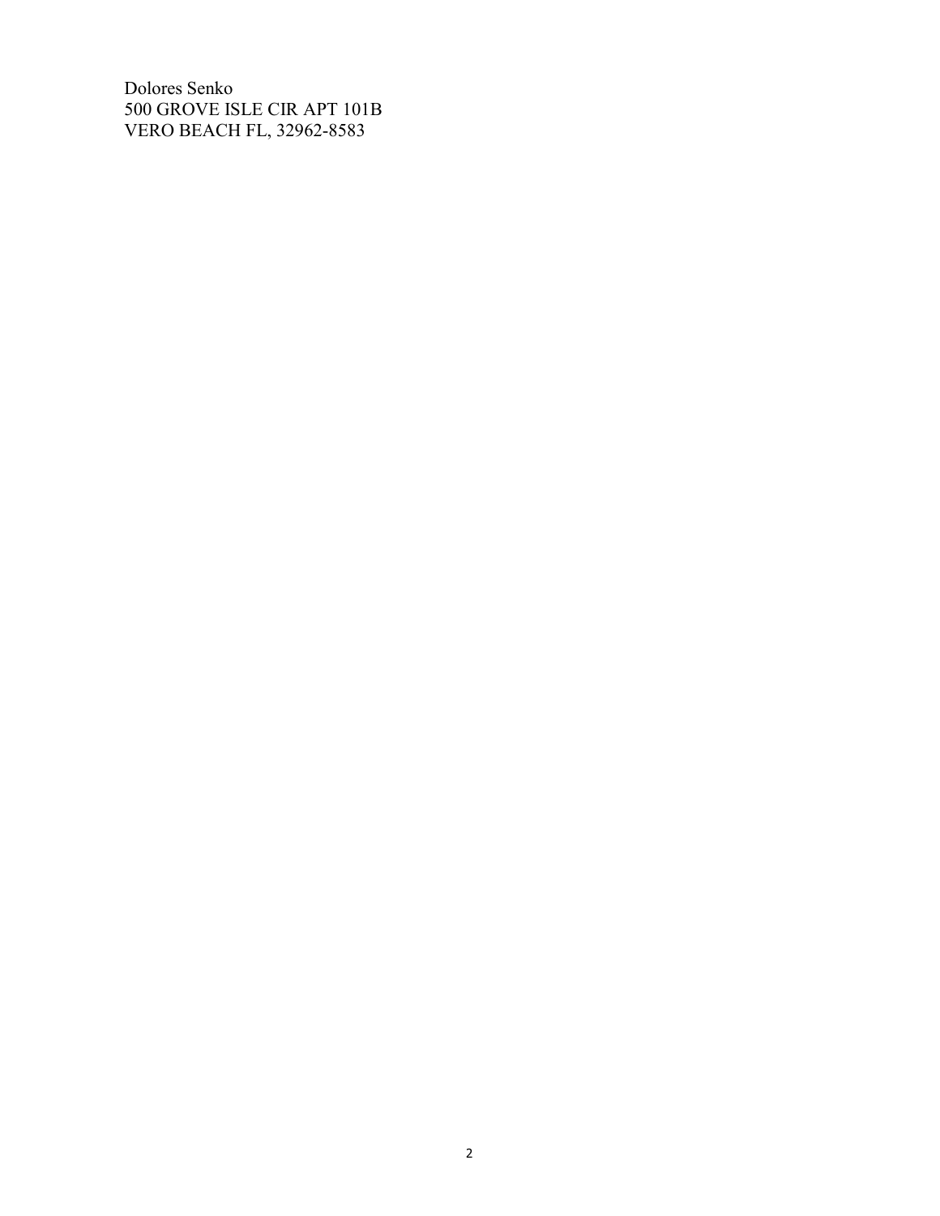Dolores Senko
500 GROVE ISLE CIR APT 101B
VERO BEACH FL, 32962-8583